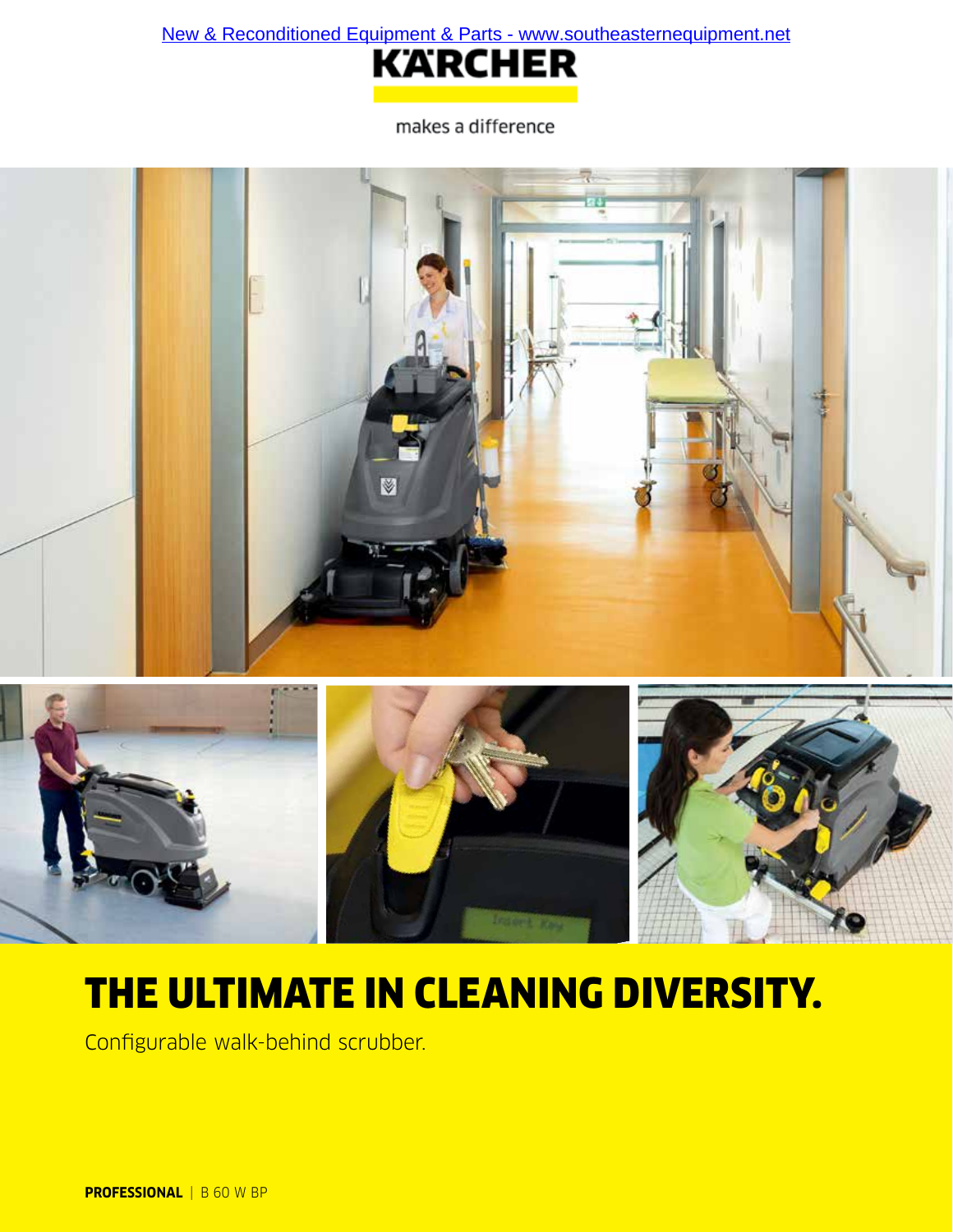New & Reconditioned Equipment & Parts - www.southeasternequipment.net

KÄRCHER

makes a difference

# THE ULTIMATE IN CLEANING DIVERSITY.

Configurable walk-behind scrubber.

**PROFESSIONAL** | B 60 W BP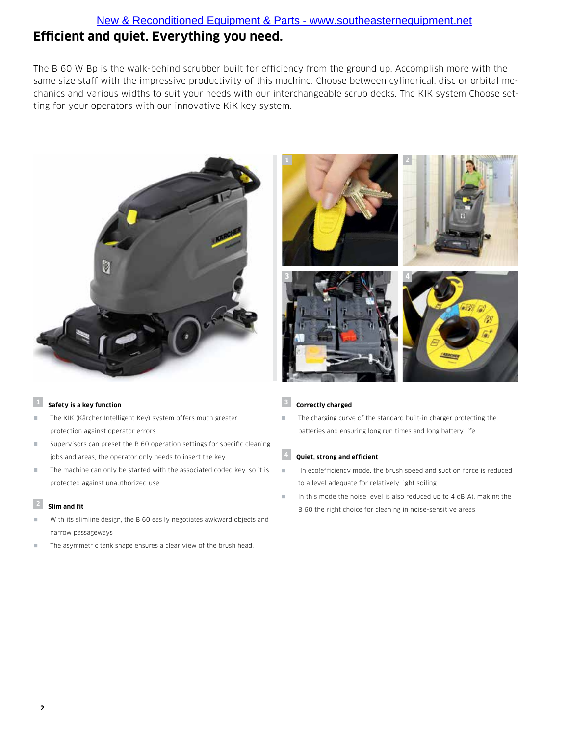New & Reconditioned Equipment & Parts - www.southeasternequipment.net

# Efficient and quiet. Everything you need.

The B 60 W Bp is the walk-behind scrubber built for efficiency from the ground up. Accomplish more with the same size staff with the impressive productivity of this machine. Choose between cylindrical, disc or orbital mechanics and various widths to suit your needs with our interchangeable scrub decks. The KIK system Choose setting for your operators with our innovative KiK key system.

### 1 Safety is a key function

- The KIK (Kärcher Intelligent Key) system offers much greater protection against operator errors
- Supervisors can preset the B 60 operation settings for specific cleaning jobs and areas, the operator only needs to insert the key
- The machine can only be started with the associated coded key, so it is protected against unauthorized use

### 2 Slim and fit

- With its slimline design, the B 60 easily negotiates awkward objects and narrow passageways
- The asymmetric tank shape ensures a clear view of the brush head.

### 3 Correctly charged

- The charging curve of the standard built-in charger protecting the batteries and ensuring long run times and long battery life

### 4 Quiet, strong and efficient

- In eco!efficiency mode, the brush speed and suction force is reduced to a level adequate for relatively light soiling
- In this mode the noise level is also reduced up to 4 dB(A), making the B 60 the right choice for cleaning in noise-sensitive areas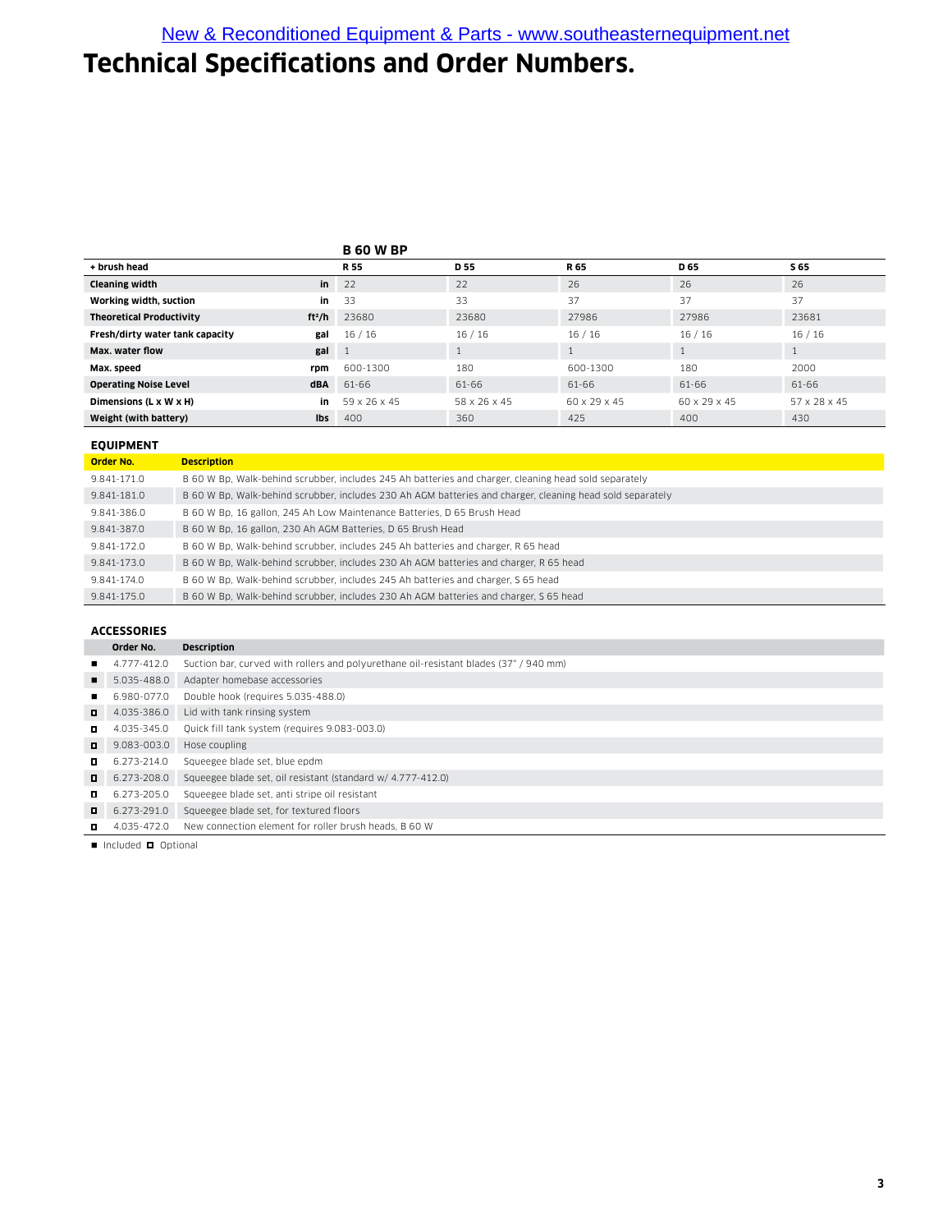New & Reconditioned Equipment & Parts - www.southeasternequipment.net

# Technical Specifications and Order Numbers.

| | | B 60 W BP | | | | |
|---|---|---|---|---|---|---|
| + brush head | | R 55 | D 55 | R 65 | D 65 | S 65 |
| Cleaning width | in | 22 | 22 | 26 | 26 | 26 |
| Working width, suction | in | 33 | 33 | 37 | 37 | 37 |
| Theoretical Productivity | ft²/h | 23680 | 23680 | 27986 | 27986 | 23681 |
| Fresh/dirty water tank capacity | gal | 16 / 16 | 16 / 16 | 16 / 16 | 16 / 16 | 16 / 16 |
| Max. water flow | gal | 1 | 1 | 1 | 1 | 1 |
| Max. speed | rpm | 600-1300 | 180 | 600-1300 | 180 | 2000 |
| Operating Noise Level | dBA | 61-66 | 61-66 | 61-66 | 61-66 | 61-66 |
| Dimensions (L x W x H) | in | 59 x 26 x 45 | 58 x 26 x 45 | 60 x 29 x 45 | 60 x 29 x 45 | 57 x 28 x 45 |
| Weight (with battery) | lbs | 400 | 360 | 425 | 400 | 430 |

## EQUIPMENT

| Order No. | Description |
|---|---|
| 9.841-171.0 | B 60 W Bp, Walk-behind scrubber, includes 245 Ah batteries and charger, cleaning head sold separately |
| 9.841-181.0 | B 60 W Bp, Walk-behind scrubber, includes 230 Ah AGM batteries and charger, cleaning head sold separately |
| 9.841-386.0 | B 60 W Bp, 16 gallon, 245 Ah Low Maintenance Batteries, D 65 Brush Head |
| 9.841-387.0 | B 60 W Bp, 16 gallon, 230 Ah AGM Batteries, D 65 Brush Head |
| 9.841-172.0 | B 60 W Bp, Walk-behind scrubber, includes 245 Ah batteries and charger, R 65 head |
| 9.841-173.0 | B 60 W Bp, Walk-behind scrubber, includes 230 Ah AGM batteries and charger, R 65 head |
| 9.841-174.0 | B 60 W Bp, Walk-behind scrubber, includes 245 Ah batteries and charger, S 65 head |
| 9.841-175.0 | B 60 W Bp, Walk-behind scrubber, includes 230 Ah AGM batteries and charger, S 65 head |

## ACCESSORIES

| | Order No. | Description |
|---|---|---|
| ■ | 4.777-412.0 | Suction bar, curved with rollers and polyurethane oil-resistant blades (37" / 940 mm) |
| ■ | 5.035-488.0 | Adapter homebase accessories |
| ■ | 6.980-077.0 | Double hook (requires 5.035-488.0) |
| □ | 4.035-386.0 | Lid with tank rinsing system |
| □ | 4.035-345.0 | Quick fill tank system (requires 9.083-003.0) |
| □ | 9.083-003.0 | Hose coupling |
| □ | 6.273-214.0 | Squeegee blade set, blue epdm |
| □ | 6.273-208.0 | Squeegee blade set, oil resistant (standard w/ 4.777-412.0) |
| □ | 6.273-205.0 | Squeegee blade set, anti stripe oil resistant |
| □ | 6.273-291.0 | Squeegee blade set, for textured floors |
| □ | 4.035-472.0 | New connection element for roller brush heads, B 60 W |

■ Included □ Optional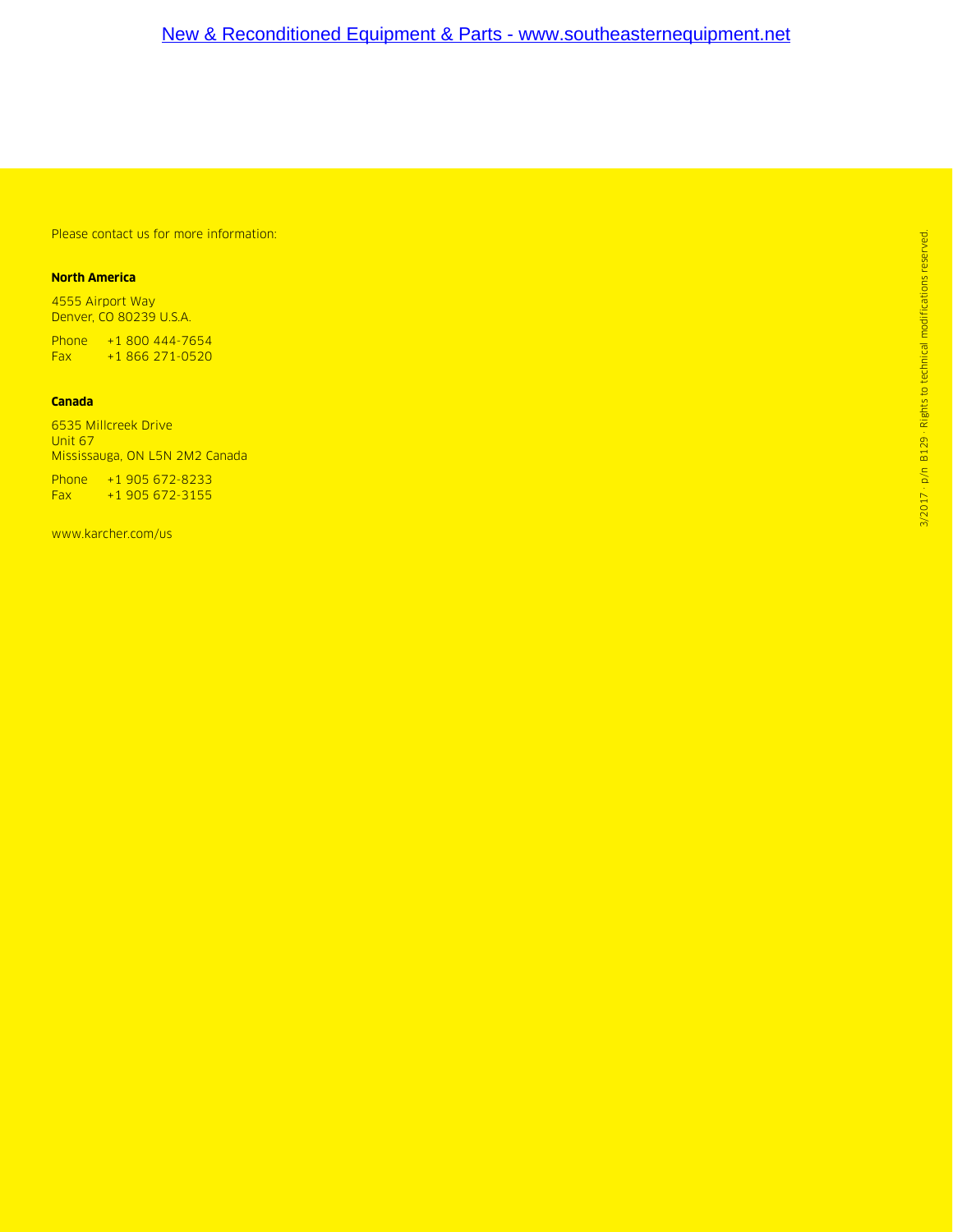New & Reconditioned Equipment & Parts - www.southeasternequipment.net

Please contact us for more information:

**North America**

4555 Airport Way
Denver, CO 80239 U.S.A.

Phone +1 800 444-7654
Fax +1 866 271-0520

**Canada**

6535 Millcreek Drive
Unit 67
Mississauga, ON L5N 2M2 Canada

Phone +1 905 672-8233
Fax +1 905 672-3155

www.karcher.com/us

3/2017 · p/n B129 · Rights to technical modifications reserved.